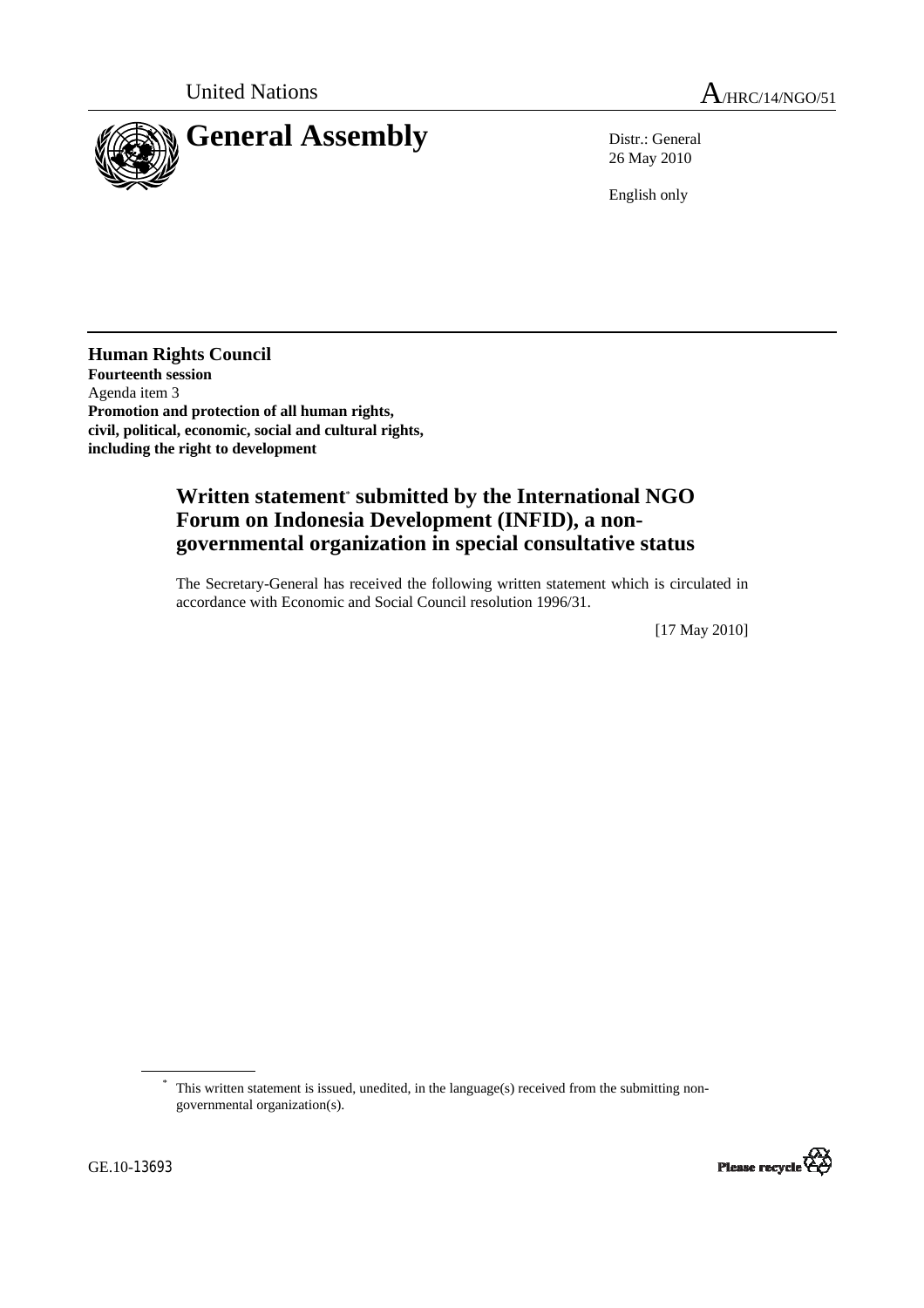United Nations A/HRC/14/NGO/51

# General Assembly

Distr.: General
26 May 2010

English only

**Human Rights Council**
**Fourteenth session**
Agenda item 3
**Promotion and protection of all human rights, civil, political, economic, social and cultural rights, including the right to development**

## Written statement[*] submitted by the International NGO Forum on Indonesia Development (INFID), a non-governmental organization in special consultative status

The Secretary-General has received the following written statement which is circulated in accordance with Economic and Social Council resolution 1996/31.

[17 May 2010]

[*] This written statement is issued, unedited, in the language(s) received from the submitting non-governmental organization(s).

GE.10-13693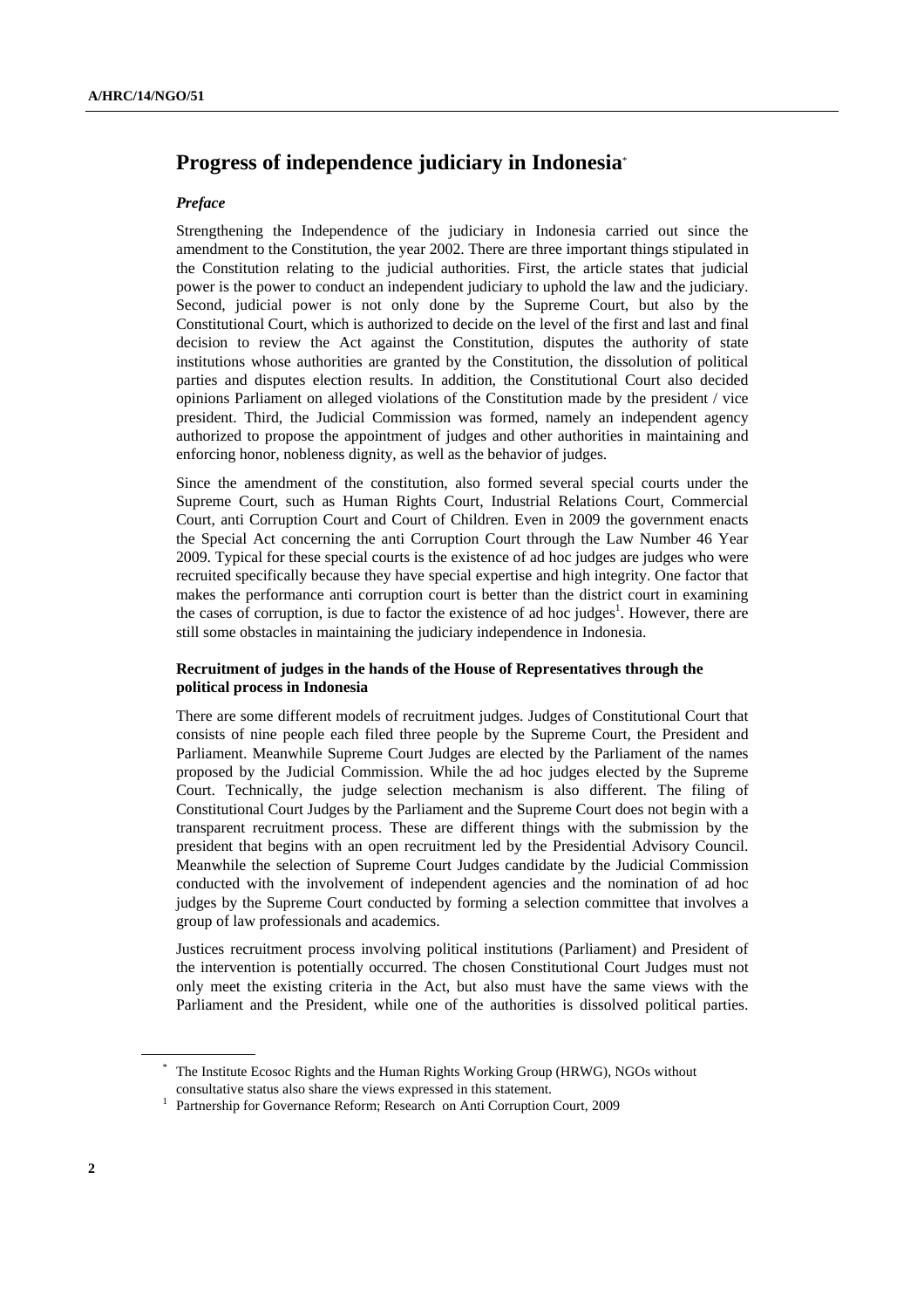# Progress of independence judiciary in Indonesia*

### *Preface*

Strengthening the Independence of the judiciary in Indonesia carried out since the amendment to the Constitution, the year 2002. There are three important things stipulated in the Constitution relating to the judicial authorities. First, the article states that judicial power is the power to conduct an independent judiciary to uphold the law and the judiciary. Second, judicial power is not only done by the Supreme Court, but also by the Constitutional Court, which is authorized to decide on the level of the first and last and final decision to review the Act against the Constitution, disputes the authority of state institutions whose authorities are granted by the Constitution, the dissolution of political parties and disputes election results. In addition, the Constitutional Court also decided opinions Parliament on alleged violations of the Constitution made by the president / vice president. Third, the Judicial Commission was formed, namely an independent agency authorized to propose the appointment of judges and other authorities in maintaining and enforcing honor, nobleness dignity, as well as the behavior of judges.

Since the amendment of the constitution, also formed several special courts under the Supreme Court, such as Human Rights Court, Industrial Relations Court, Commercial Court, anti Corruption Court and Court of Children. Even in 2009 the government enacts the Special Act concerning the anti Corruption Court through the Law Number 46 Year 2009. Typical for these special courts is the existence of ad hoc judges are judges who were recruited specifically because they have special expertise and high integrity. One factor that makes the performance anti corruption court is better than the district court in examining the cases of corruption, is due to factor the existence of ad hoc judges[1]. However, there are still some obstacles in maintaining the judiciary independence in Indonesia.

### Recruitment of judges in the hands of the House of Representatives through the political process in Indonesia

There are some different models of recruitment judges. Judges of Constitutional Court that consists of nine people each filed three people by the Supreme Court, the President and Parliament. Meanwhile Supreme Court Judges are elected by the Parliament of the names proposed by the Judicial Commission. While the ad hoc judges elected by the Supreme Court. Technically, the judge selection mechanism is also different. The filing of Constitutional Court Judges by the Parliament and the Supreme Court does not begin with a transparent recruitment process. These are different things with the submission by the president that begins with an open recruitment led by the Presidential Advisory Council. Meanwhile the selection of Supreme Court Judges candidate by the Judicial Commission conducted with the involvement of independent agencies and the nomination of ad hoc judges by the Supreme Court conducted by forming a selection committee that involves a group of law professionals and academics.

Justices recruitment process involving political institutions (Parliament) and President of the intervention is potentially occurred. The chosen Constitutional Court Judges must not only meet the existing criteria in the Act, but also must have the same views with the Parliament and the President, while one of the authorities is dissolved political parties.

---

* The Institute Ecosoc Rights and the Human Rights Working Group (HRWG), NGOs without consultative status also share the views expressed in this statement.

[1] Partnership for Governance Reform; Research on Anti Corruption Court, 2009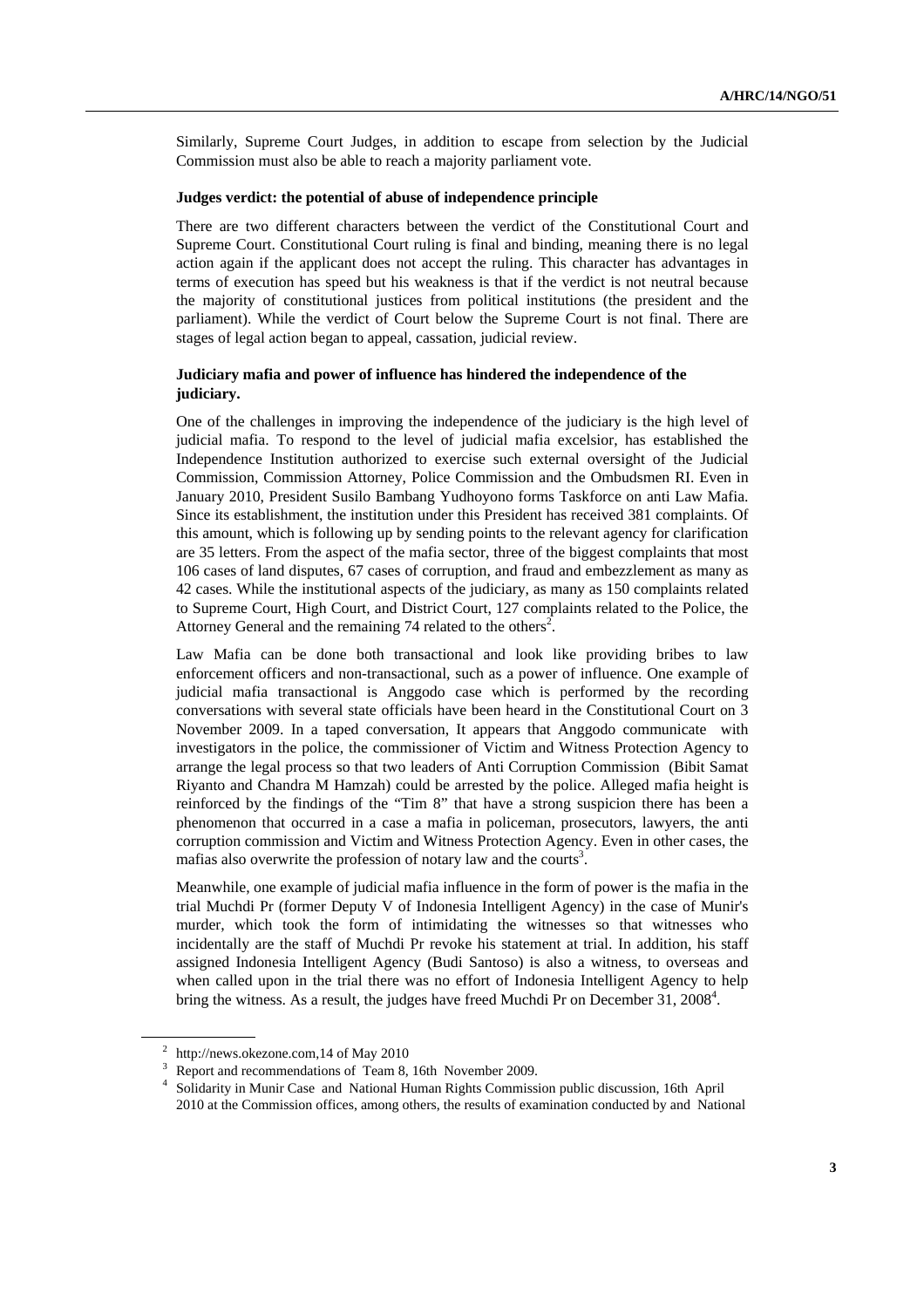Similarly, Supreme Court Judges, in addition to escape from selection by the Judicial Commission must also be able to reach a majority parliament vote.

### Judges verdict: the potential of abuse of independence principle

There are two different characters between the verdict of the Constitutional Court and Supreme Court. Constitutional Court ruling is final and binding, meaning there is no legal action again if the applicant does not accept the ruling. This character has advantages in terms of execution has speed but his weakness is that if the verdict is not neutral because the majority of constitutional justices from political institutions (the president and the parliament). While the verdict of Court below the Supreme Court is not final. There are stages of legal action began to appeal, cassation, judicial review.

### Judiciary mafia and power of influence has hindered the independence of the judiciary.

One of the challenges in improving the independence of the judiciary is the high level of judicial mafia. To respond to the level of judicial mafia excelsior, has established the Independence Institution authorized to exercise such external oversight of the Judicial Commission, Commission Attorney, Police Commission and the Ombudsmen RI. Even in January 2010, President Susilo Bambang Yudhoyono forms Taskforce on anti Law Mafia. Since its establishment, the institution under this President has received 381 complaints. Of this amount, which is following up by sending points to the relevant agency for clarification are 35 letters. From the aspect of the mafia sector, three of the biggest complaints that most 106 cases of land disputes, 67 cases of corruption, and fraud and embezzlement as many as 42 cases. While the institutional aspects of the judiciary, as many as 150 complaints related to Supreme Court, High Court, and District Court, 127 complaints related to the Police, the Attorney General and the remaining 74 related to the others[2].

Law Mafia can be done both transactional and look like providing bribes to law enforcement officers and non-transactional, such as a power of influence. One example of judicial mafia transactional is Anggodo case which is performed by the recording conversations with several state officials have been heard in the Constitutional Court on 3 November 2009. In a taped conversation, It appears that Anggodo communicate with investigators in the police, the commissioner of Victim and Witness Protection Agency to arrange the legal process so that two leaders of Anti Corruption Commission (Bibit Samat Riyanto and Chandra M Hamzah) could be arrested by the police. Alleged mafia height is reinforced by the findings of the "Tim 8" that have a strong suspicion there has been a phenomenon that occurred in a case a mafia in policeman, prosecutors, lawyers, the anti corruption commission and Victim and Witness Protection Agency. Even in other cases, the mafias also overwrite the profession of notary law and the courts[3].

Meanwhile, one example of judicial mafia influence in the form of power is the mafia in the trial Muchdi Pr (former Deputy V of Indonesia Intelligent Agency) in the case of Munir's murder, which took the form of intimidating the witnesses so that witnesses who incidentally are the staff of Muchdi Pr revoke his statement at trial. In addition, his staff assigned Indonesia Intelligent Agency (Budi Santoso) is also a witness, to overseas and when called upon in the trial there was no effort of Indonesia Intelligent Agency to help bring the witness. As a result, the judges have freed Muchdi Pr on December 31, 2008[4].

---

[2] http://news.okezone.com,14 of May 2010

[3] Report and recommendations of Team 8, 16th November 2009.

[4] Solidarity in Munir Case and National Human Rights Commission public discussion, 16th April 2010 at the Commission offices, among others, the results of examination conducted by and National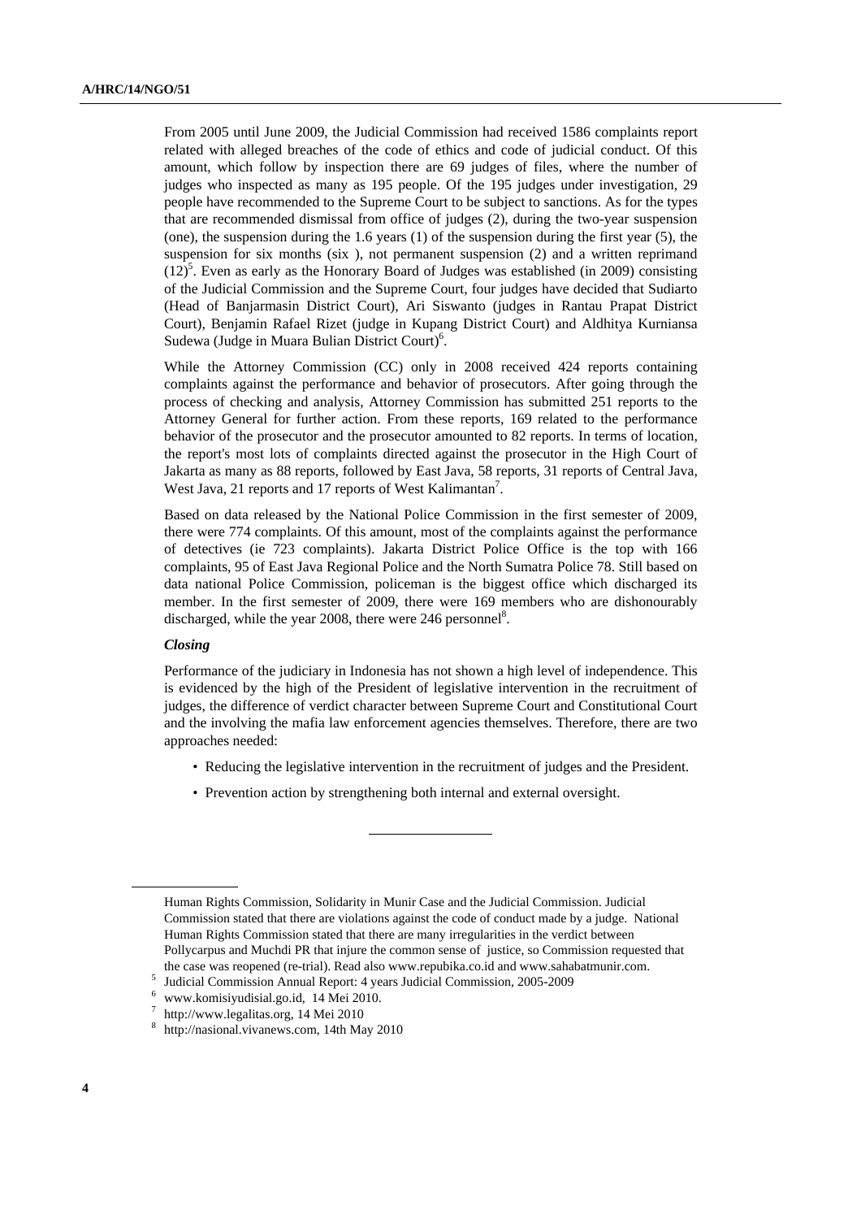From 2005 until June 2009, the Judicial Commission had received 1586 complaints report related with alleged breaches of the code of ethics and code of judicial conduct. Of this amount, which follow by inspection there are 69 judges of files, where the number of judges who inspected as many as 195 people. Of the 195 judges under investigation, 29 people have recommended to the Supreme Court to be subject to sanctions. As for the types that are recommended dismissal from office of judges (2), during the two-year suspension (one), the suspension during the 1.6 years (1) of the suspension during the first year (5), the suspension for six months (six ), not permanent suspension (2) and a written reprimand (12)[5]. Even as early as the Honorary Board of Judges was established (in 2009) consisting of the Judicial Commission and the Supreme Court, four judges have decided that Sudiarto (Head of Banjarmasin District Court), Ari Siswanto (judges in Rantau Prapat District Court), Benjamin Rafael Rizet (judge in Kupang District Court) and Aldhitya Kurniansa Sudewa (Judge in Muara Bulian District Court)[6].

While the Attorney Commission (CC) only in 2008 received 424 reports containing complaints against the performance and behavior of prosecutors. After going through the process of checking and analysis, Attorney Commission has submitted 251 reports to the Attorney General for further action. From these reports, 169 related to the performance behavior of the prosecutor and the prosecutor amounted to 82 reports. In terms of location, the report's most lots of complaints directed against the prosecutor in the High Court of Jakarta as many as 88 reports, followed by East Java, 58 reports, 31 reports of Central Java, West Java, 21 reports and 17 reports of West Kalimantan[7].

Based on data released by the National Police Commission in the first semester of 2009, there were 774 complaints. Of this amount, most of the complaints against the performance of detectives (ie 723 complaints). Jakarta District Police Office is the top with 166 complaints, 95 of East Java Regional Police and the North Sumatra Police 78. Still based on data national Police Commission, policeman is the biggest office which discharged its member. In the first semester of 2009, there were 169 members who are dishonourably discharged, while the year 2008, there were 246 personnel[8].

### *Closing*

Performance of the judiciary in Indonesia has not shown a high level of independence. This is evidenced by the high of the President of legislative intervention in the recruitment of judges, the difference of verdict character between Supreme Court and Constitutional Court and the involving the mafia law enforcement agencies themselves. Therefore, there are two approaches needed:

- Reducing the legislative intervention in the recruitment of judges and the President.
- Prevention action by strengthening both internal and external oversight.

---

Human Rights Commission, Solidarity in Munir Case and the Judicial Commission. Judicial Commission stated that there are violations against the code of conduct made by a judge. National Human Rights Commission stated that there are many irregularities in the verdict between Pollycarpus and Muchdi PR that injure the common sense of justice, so Commission requested that the case was reopened (re-trial). Read also www.republika.co.id and www.sahabatmunir.com.

[5] Judicial Commission Annual Report: 4 years Judicial Commission, 2005-2009

[6] www.komisiyudisial.go.id, 14 Mei 2010.

[7] http://www.legalitas.org, 14 Mei 2010

[8] http://nasional.vivanews.com, 14th May 2010